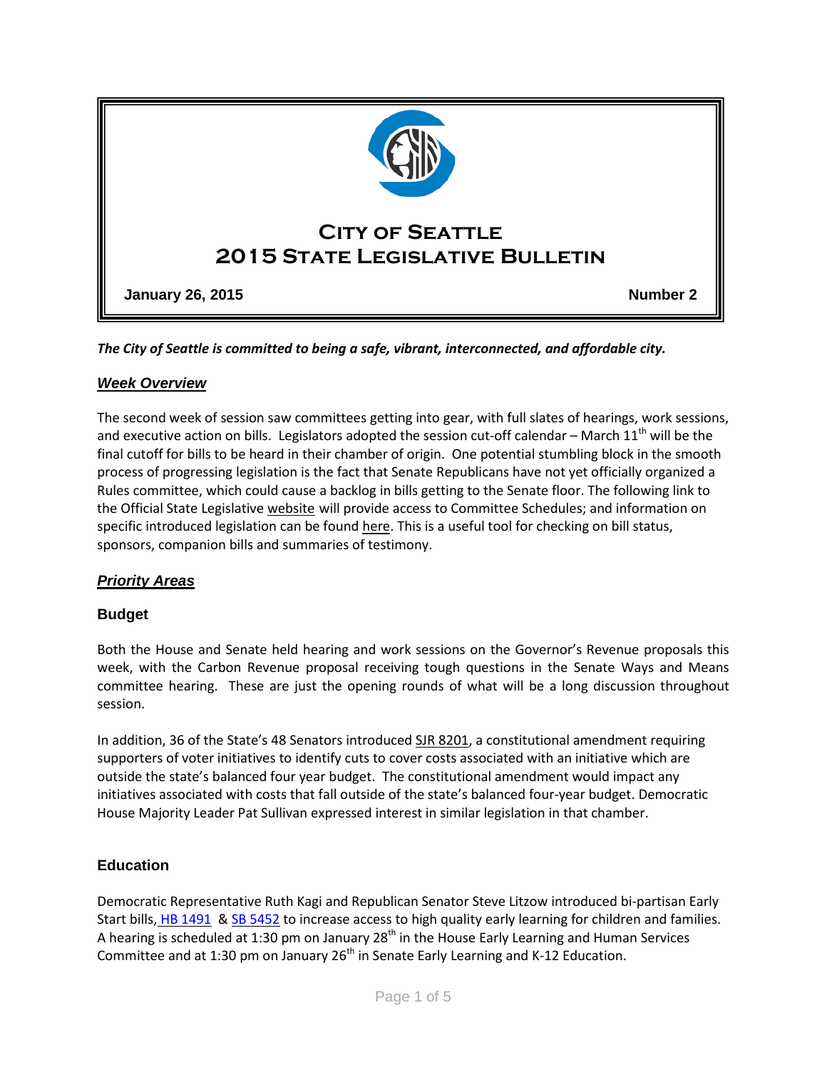# City of Seattle
# 2015 State Legislative Bulletin

**January 26, 2015** **Number 2**

***The City of Seattle is committed to being a safe, vibrant, interconnected, and affordable city.***

## *Week Overview*

The second week of session saw committees getting into gear, with full slates of hearings, work sessions, and executive action on bills. Legislators adopted the session cut-off calendar – March 11th will be the final cutoff for bills to be heard in their chamber of origin. One potential stumbling block in the smooth process of progressing legislation is the fact that Senate Republicans have not yet officially organized a Rules committee, which could cause a backlog in bills getting to the Senate floor. The following link to the Official State Legislative website will provide access to Committee Schedules; and information on specific introduced legislation can be found here. This is a useful tool for checking on bill status, sponsors, companion bills and summaries of testimony.

## *Priority Areas*

### Budget

Both the House and Senate held hearing and work sessions on the Governor's Revenue proposals this week, with the Carbon Revenue proposal receiving tough questions in the Senate Ways and Means committee hearing. These are just the opening rounds of what will be a long discussion throughout session.

In addition, 36 of the State's 48 Senators introduced SJR 8201, a constitutional amendment requiring supporters of voter initiatives to identify cuts to cover costs associated with an initiative which are outside the state's balanced four year budget. The constitutional amendment would impact any initiatives associated with costs that fall outside of the state's balanced four-year budget. Democratic House Majority Leader Pat Sullivan expressed interest in similar legislation in that chamber.

### Education

Democratic Representative Ruth Kagi and Republican Senator Steve Litzow introduced bi-partisan Early Start bills, HB 1491 & SB 5452 to increase access to high quality early learning for children and families. A hearing is scheduled at 1:30 pm on January 28th in the House Early Learning and Human Services Committee and at 1:30 pm on January 26th in Senate Early Learning and K-12 Education.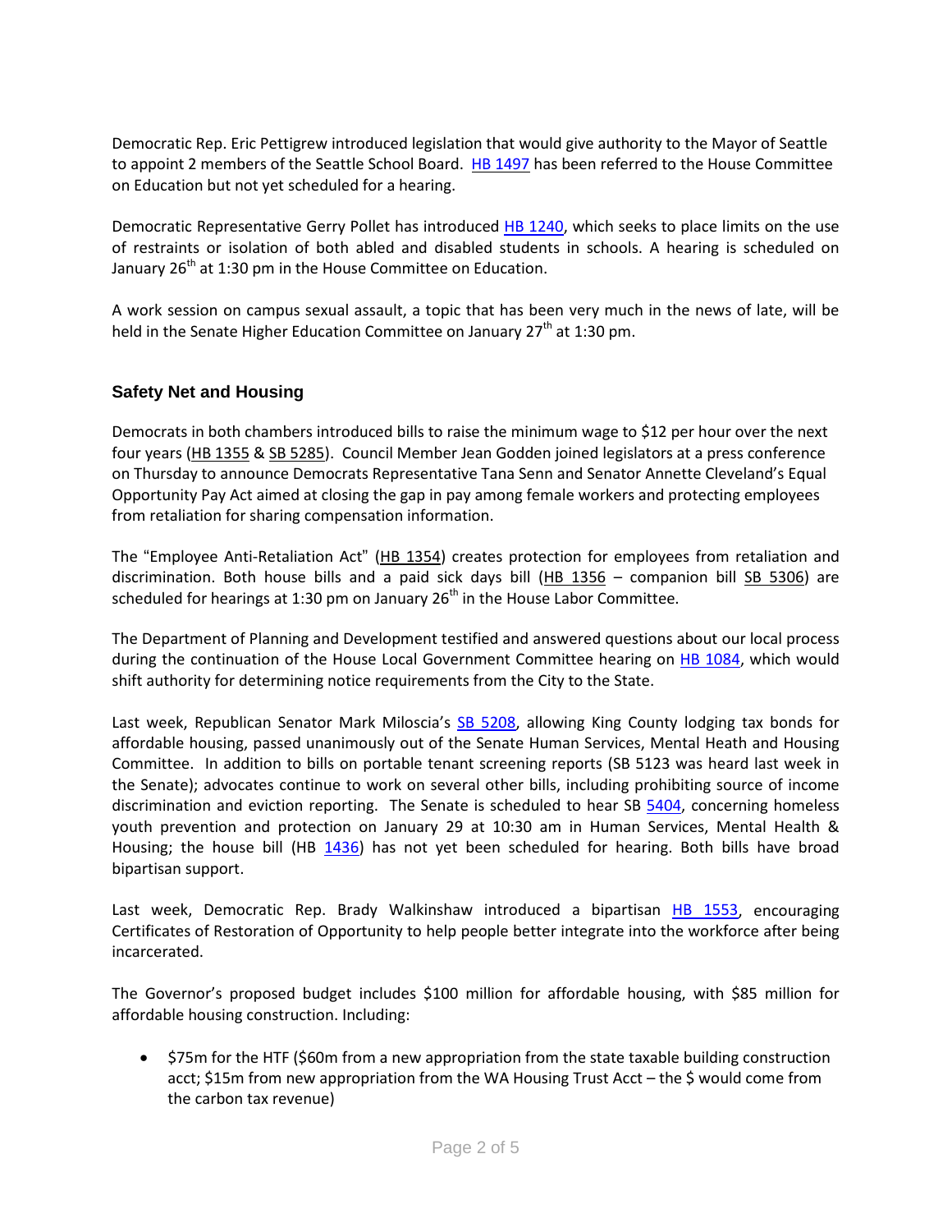Democratic Rep. Eric Pettigrew introduced legislation that would give authority to the Mayor of Seattle to appoint 2 members of the Seattle School Board. HB 1497 has been referred to the House Committee on Education but not yet scheduled for a hearing.

Democratic Representative Gerry Pollet has introduced HB 1240, which seeks to place limits on the use of restraints or isolation of both abled and disabled students in schools. A hearing is scheduled on January 26th at 1:30 pm in the House Committee on Education.

A work session on campus sexual assault, a topic that has been very much in the news of late, will be held in the Senate Higher Education Committee on January 27th at 1:30 pm.

### Safety Net and Housing

Democrats in both chambers introduced bills to raise the minimum wage to $12 per hour over the next four years (HB 1355 & SB 5285). Council Member Jean Godden joined legislators at a press conference on Thursday to announce Democrats Representative Tana Senn and Senator Annette Cleveland's Equal Opportunity Pay Act aimed at closing the gap in pay among female workers and protecting employees from retaliation for sharing compensation information.

The "Employee Anti-Retaliation Act" (HB 1354) creates protection for employees from retaliation and discrimination. Both house bills and a paid sick days bill (HB 1356 – companion bill SB 5306) are scheduled for hearings at 1:30 pm on January 26th in the House Labor Committee.

The Department of Planning and Development testified and answered questions about our local process during the continuation of the House Local Government Committee hearing on HB 1084, which would shift authority for determining notice requirements from the City to the State.

Last week, Republican Senator Mark Miloscia's SB 5208, allowing King County lodging tax bonds for affordable housing, passed unanimously out of the Senate Human Services, Mental Heath and Housing Committee. In addition to bills on portable tenant screening reports (SB 5123 was heard last week in the Senate); advocates continue to work on several other bills, including prohibiting source of income discrimination and eviction reporting. The Senate is scheduled to hear SB 5404, concerning homeless youth prevention and protection on January 29 at 10:30 am in Human Services, Mental Health & Housing; the house bill (HB 1436) has not yet been scheduled for hearing. Both bills have broad bipartisan support.

Last week, Democratic Rep. Brady Walkinshaw introduced a bipartisan HB 1553, encouraging Certificates of Restoration of Opportunity to help people better integrate into the workforce after being incarcerated.

The Governor's proposed budget includes $100 million for affordable housing, with $85 million for affordable housing construction. Including:

- $75m for the HTF ($60m from a new appropriation from the state taxable building construction acct; $15m from new appropriation from the WA Housing Trust Acct – the $ would come from the carbon tax revenue)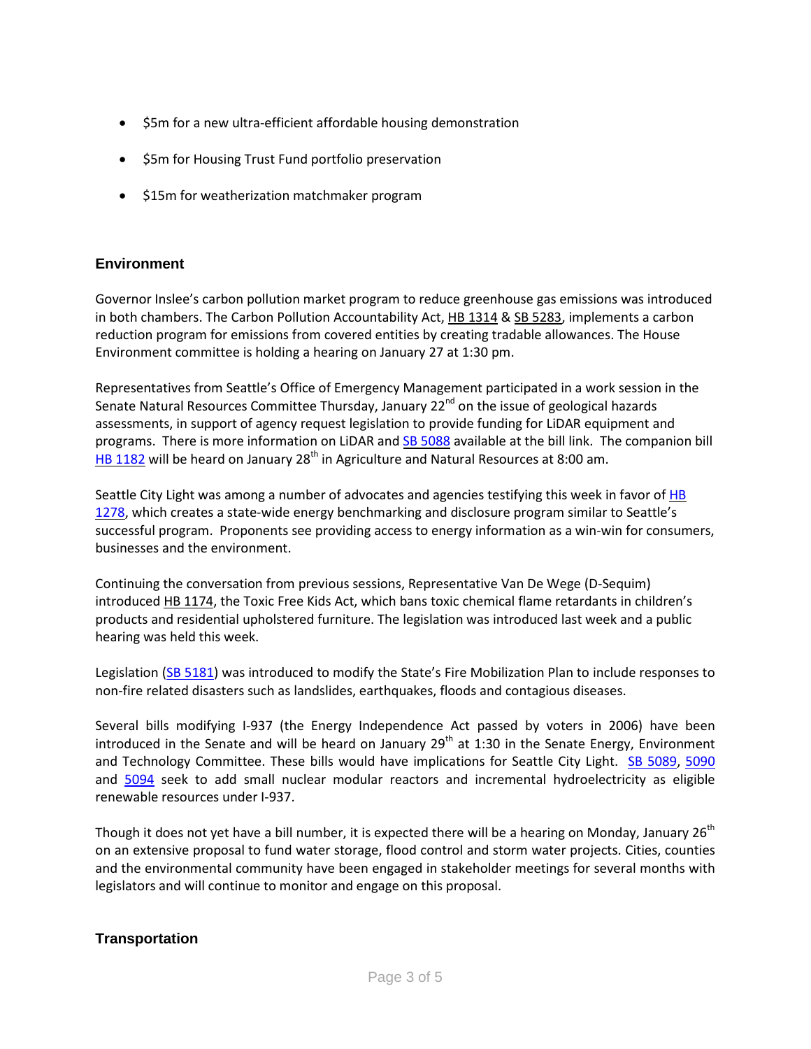- $5m for a new ultra-efficient affordable housing demonstration
- $5m for Housing Trust Fund portfolio preservation
- $15m for weatherization matchmaker program

## Environment

Governor Inslee's carbon pollution market program to reduce greenhouse gas emissions was introduced in both chambers. The Carbon Pollution Accountability Act, HB 1314 & SB 5283, implements a carbon reduction program for emissions from covered entities by creating tradable allowances. The House Environment committee is holding a hearing on January 27 at 1:30 pm.

Representatives from Seattle's Office of Emergency Management participated in a work session in the Senate Natural Resources Committee Thursday, January 22nd on the issue of geological hazards assessments, in support of agency request legislation to provide funding for LiDAR equipment and programs. There is more information on LiDAR and SB 5088 available at the bill link. The companion bill HB 1182 will be heard on January 28th in Agriculture and Natural Resources at 8:00 am.

Seattle City Light was among a number of advocates and agencies testifying this week in favor of HB 1278, which creates a state-wide energy benchmarking and disclosure program similar to Seattle's successful program. Proponents see providing access to energy information as a win-win for consumers, businesses and the environment.

Continuing the conversation from previous sessions, Representative Van De Wege (D-Sequim) introduced HB 1174, the Toxic Free Kids Act, which bans toxic chemical flame retardants in children's products and residential upholstered furniture. The legislation was introduced last week and a public hearing was held this week.

Legislation (SB 5181) was introduced to modify the State's Fire Mobilization Plan to include responses to non-fire related disasters such as landslides, earthquakes, floods and contagious diseases.

Several bills modifying I-937 (the Energy Independence Act passed by voters in 2006) have been introduced in the Senate and will be heard on January 29th at 1:30 in the Senate Energy, Environment and Technology Committee. These bills would have implications for Seattle City Light. SB 5089, 5090 and 5094 seek to add small nuclear modular reactors and incremental hydroelectricity as eligible renewable resources under I-937.

Though it does not yet have a bill number, it is expected there will be a hearing on Monday, January 26th on an extensive proposal to fund water storage, flood control and storm water projects. Cities, counties and the environmental community have been engaged in stakeholder meetings for several months with legislators and will continue to monitor and engage on this proposal.

## Transportation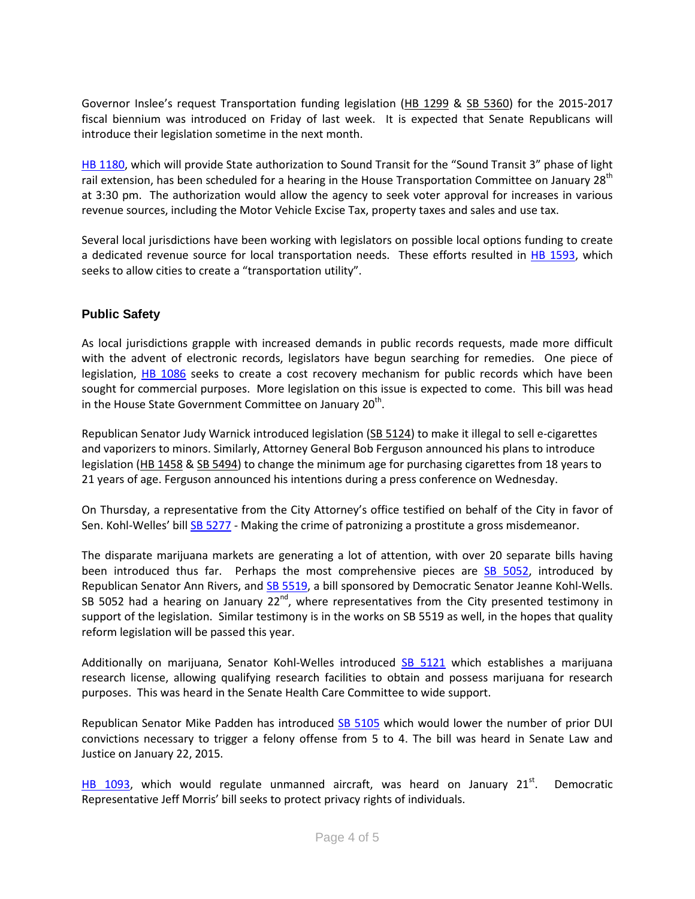Governor Inslee's request Transportation funding legislation (HB 1299 & SB 5360) for the 2015-2017 fiscal biennium was introduced on Friday of last week. It is expected that Senate Republicans will introduce their legislation sometime in the next month.

HB 1180, which will provide State authorization to Sound Transit for the "Sound Transit 3" phase of light rail extension, has been scheduled for a hearing in the House Transportation Committee on January 28th at 3:30 pm. The authorization would allow the agency to seek voter approval for increases in various revenue sources, including the Motor Vehicle Excise Tax, property taxes and sales and use tax.

Several local jurisdictions have been working with legislators on possible local options funding to create a dedicated revenue source for local transportation needs. These efforts resulted in HB 1593, which seeks to allow cities to create a "transportation utility".

## Public Safety

As local jurisdictions grapple with increased demands in public records requests, made more difficult with the advent of electronic records, legislators have begun searching for remedies. One piece of legislation, HB 1086 seeks to create a cost recovery mechanism for public records which have been sought for commercial purposes. More legislation on this issue is expected to come. This bill was head in the House State Government Committee on January 20th.

Republican Senator Judy Warnick introduced legislation (SB 5124) to make it illegal to sell e-cigarettes and vaporizers to minors. Similarly, Attorney General Bob Ferguson announced his plans to introduce legislation (HB 1458 & SB 5494) to change the minimum age for purchasing cigarettes from 18 years to 21 years of age. Ferguson announced his intentions during a press conference on Wednesday.

On Thursday, a representative from the City Attorney's office testified on behalf of the City in favor of Sen. Kohl-Welles' bill SB 5277 - Making the crime of patronizing a prostitute a gross misdemeanor.

The disparate marijuana markets are generating a lot of attention, with over 20 separate bills having been introduced thus far. Perhaps the most comprehensive pieces are SB 5052, introduced by Republican Senator Ann Rivers, and SB 5519, a bill sponsored by Democratic Senator Jeanne Kohl-Wells. SB 5052 had a hearing on January 22nd, where representatives from the City presented testimony in support of the legislation. Similar testimony is in the works on SB 5519 as well, in the hopes that quality reform legislation will be passed this year.

Additionally on marijuana, Senator Kohl-Welles introduced SB 5121 which establishes a marijuana research license, allowing qualifying research facilities to obtain and possess marijuana for research purposes. This was heard in the Senate Health Care Committee to wide support.

Republican Senator Mike Padden has introduced SB 5105 which would lower the number of prior DUI convictions necessary to trigger a felony offense from 5 to 4. The bill was heard in Senate Law and Justice on January 22, 2015.

HB 1093, which would regulate unmanned aircraft, was heard on January 21st. Democratic Representative Jeff Morris' bill seeks to protect privacy rights of individuals.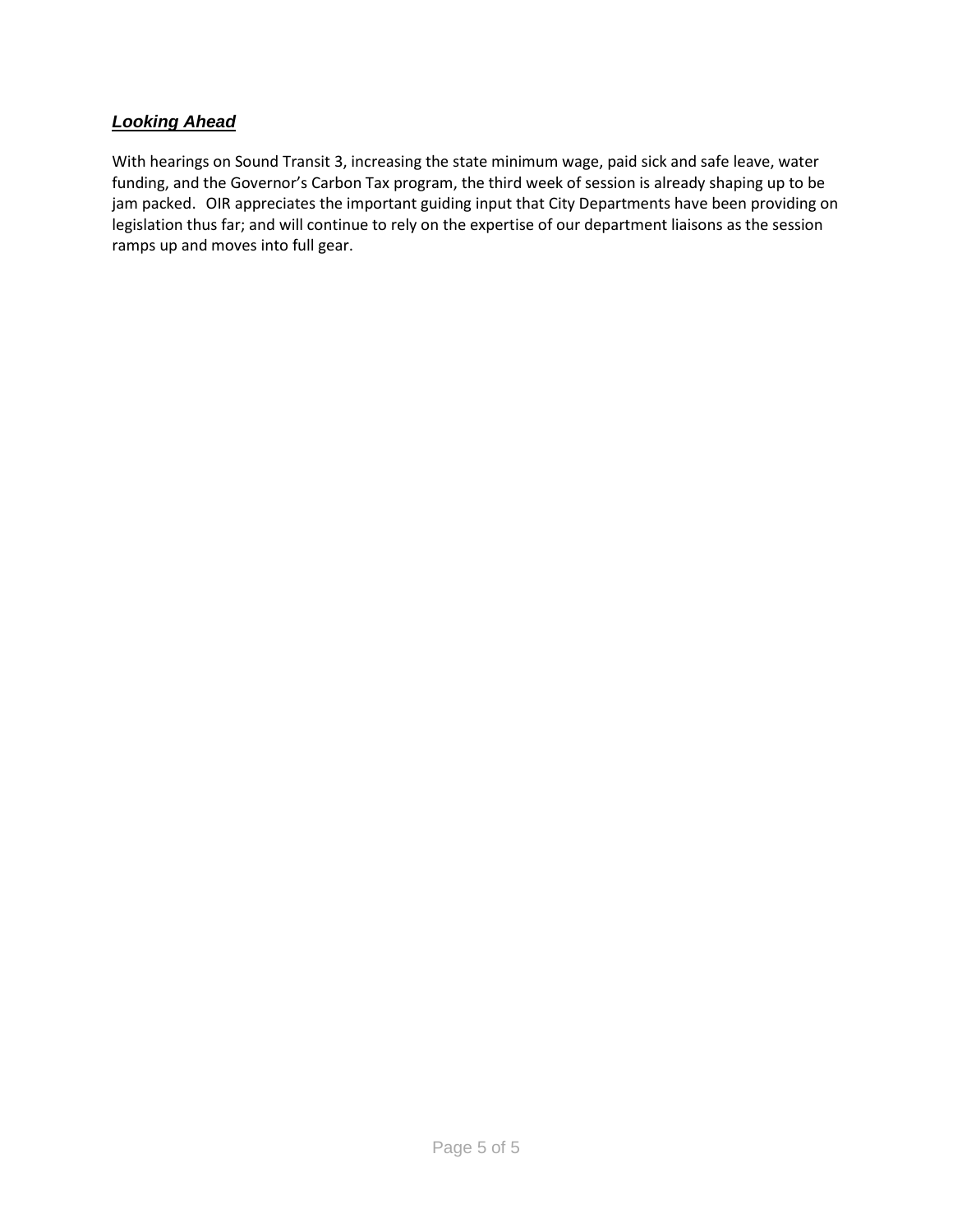## ***Looking Ahead***

With hearings on Sound Transit 3, increasing the state minimum wage, paid sick and safe leave, water funding, and the Governor's Carbon Tax program, the third week of session is already shaping up to be jam packed. OIR appreciates the important guiding input that City Departments have been providing on legislation thus far; and will continue to rely on the expertise of our department liaisons as the session ramps up and moves into full gear.